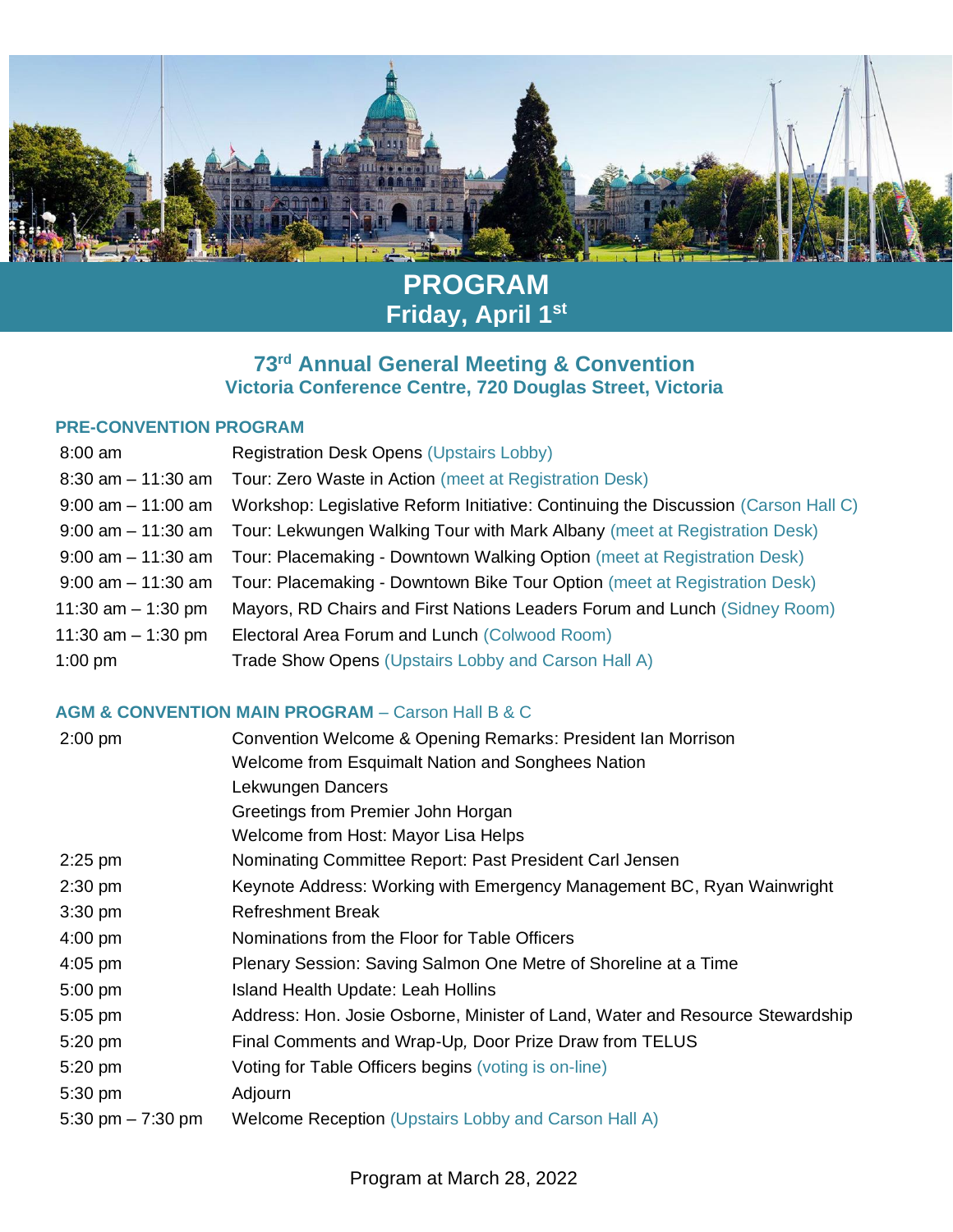# PROGRAM
## Friday, April 1st

## 73rd Annual General Meeting & Convention
### Victoria Conference Centre, 720 Douglas Street, Victoria

### PRE-CONVENTION PROGRAM

| | |
|---|---|
| 8:00 am | Registration Desk Opens (Upstairs Lobby) |
| 8:30 am – 11:30 am | Tour: Zero Waste in Action (meet at Registration Desk) |
| 9:00 am – 11:00 am | Workshop: Legislative Reform Initiative: Continuing the Discussion (Carson Hall C) |
| 9:00 am – 11:30 am | Tour: Lekwungen Walking Tour with Mark Albany (meet at Registration Desk) |
| 9:00 am – 11:30 am | Tour: Placemaking - Downtown Walking Option (meet at Registration Desk) |
| 9:00 am – 11:30 am | Tour: Placemaking - Downtown Bike Tour Option (meet at Registration Desk) |
| 11:30 am – 1:30 pm | Mayors, RD Chairs and First Nations Leaders Forum and Lunch (Sidney Room) |
| 11:30 am – 1:30 pm | Electoral Area Forum and Lunch (Colwood Room) |
| 1:00 pm | Trade Show Opens (Upstairs Lobby and Carson Hall A) |

### AGM & CONVENTION MAIN PROGRAM – Carson Hall B & C

| | |
|---|---|
| 2:00 pm | Convention Welcome & Opening Remarks: President Ian Morrison<br>Welcome from Esquimalt Nation and Songhees Nation<br>Lekwungen Dancers<br>Greetings from Premier John Horgan<br>Welcome from Host: Mayor Lisa Helps |
| 2:25 pm | Nominating Committee Report: Past President Carl Jensen |
| 2:30 pm | Keynote Address: Working with Emergency Management BC, Ryan Wainwright |
| 3:30 pm | Refreshment Break |
| 4:00 pm | Nominations from the Floor for Table Officers |
| 4:05 pm | Plenary Session: Saving Salmon One Metre of Shoreline at a Time |
| 5:00 pm | Island Health Update: Leah Hollins |
| 5:05 pm | Address: Hon. Josie Osborne, Minister of Land, Water and Resource Stewardship |
| 5:20 pm | Final Comments and Wrap-Up, Door Prize Draw from TELUS |
| 5:20 pm | Voting for Table Officers begins (voting is on-line) |
| 5:30 pm | Adjourn |
| 5:30 pm – 7:30 pm | Welcome Reception (Upstairs Lobby and Carson Hall A) |

Program at March 28, 2022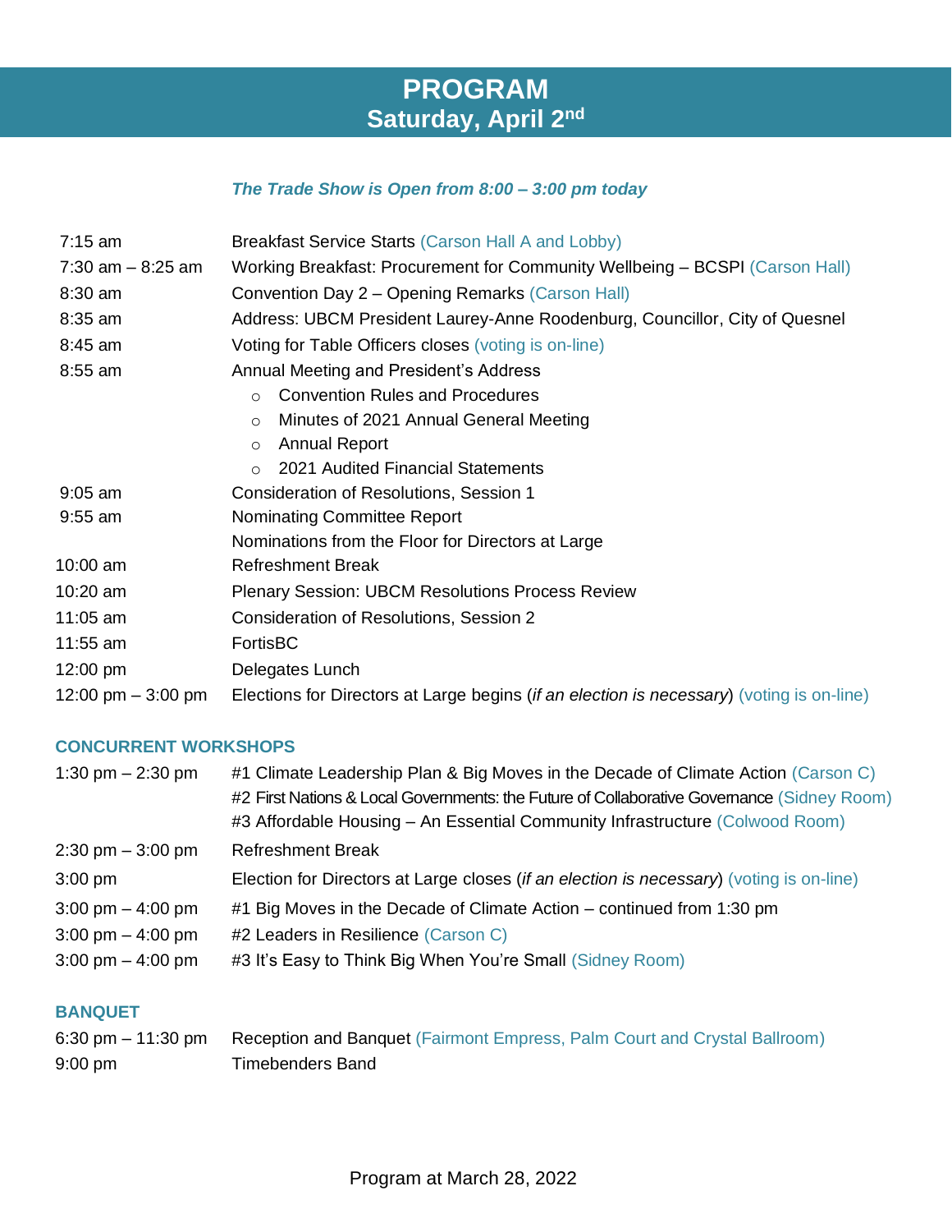# PROGRAM
## Saturday, April 2nd

***The Trade Show is Open from 8:00 – 3:00 pm today***

| | |
|---|---|
| 7:15 am | Breakfast Service Starts (Carson Hall A and Lobby) |
| 7:30 am – 8:25 am | Working Breakfast: Procurement for Community Wellbeing – BCSPI (Carson Hall) |
| 8:30 am | Convention Day 2 – Opening Remarks (Carson Hall) |
| 8:35 am | Address: UBCM President Laurey-Anne Roodenburg, Councillor, City of Quesnel |
| 8:45 am | Voting for Table Officers closes (voting is on-line) |
| 8:55 am | Annual Meeting and President's Address<br>○ Convention Rules and Procedures<br>○ Minutes of 2021 Annual General Meeting<br>○ Annual Report<br>○ 2021 Audited Financial Statements |
| 9:05 am | Consideration of Resolutions, Session 1 |
| 9:55 am | Nominating Committee Report<br>Nominations from the Floor for Directors at Large |
| 10:00 am | Refreshment Break |
| 10:20 am | Plenary Session: UBCM Resolutions Process Review |
| 11:05 am | Consideration of Resolutions, Session 2 |
| 11:55 am | FortisBC |
| 12:00 pm | Delegates Lunch |
| 12:00 pm – 3:00 pm | Elections for Directors at Large begins (*if an election is necessary*) (voting is on-line) |

### CONCURRENT WORKSHOPS

| | |
|---|---|
| 1:30 pm – 2:30 pm | #1 Climate Leadership Plan & Big Moves in the Decade of Climate Action (Carson C)<br>#2 First Nations & Local Governments: the Future of Collaborative Governance (Sidney Room)<br>#3 Affordable Housing – An Essential Community Infrastructure (Colwood Room) |
| 2:30 pm – 3:00 pm | Refreshment Break |
| 3:00 pm | Election for Directors at Large closes (*if an election is necessary*) (voting is on-line) |
| 3:00 pm – 4:00 pm | #1 Big Moves in the Decade of Climate Action – continued from 1:30 pm |
| 3:00 pm – 4:00 pm | #2 Leaders in Resilience (Carson C) |
| 3:00 pm – 4:00 pm | #3 It's Easy to Think Big When You're Small (Sidney Room) |

### BANQUET

| | |
|---|---|
| 6:30 pm – 11:30 pm | Reception and Banquet (Fairmont Empress, Palm Court and Crystal Ballroom) |
| 9:00 pm | Timebenders Band |

Program at March 28, 2022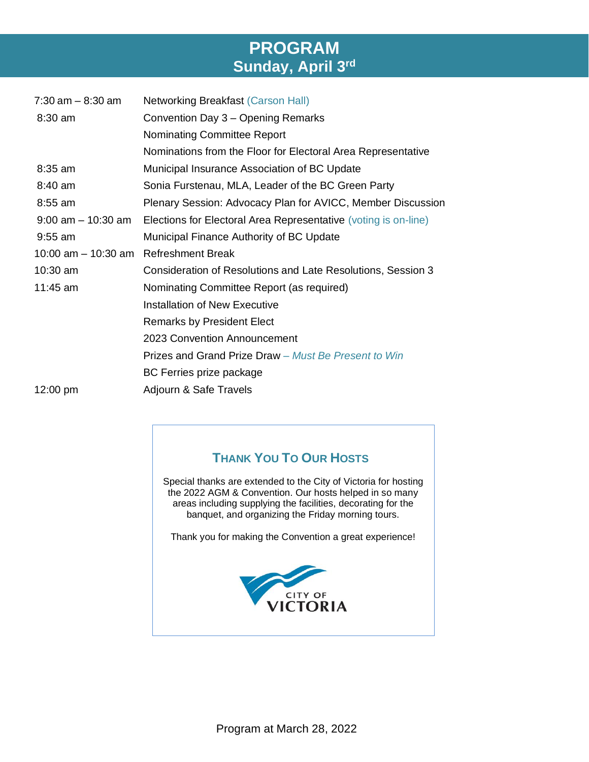# PROGRAM
## Sunday, April 3rd

| | |
|---|---|
| 7:30 am – 8:30 am | Networking Breakfast (Carson Hall) |
| 8:30 am | Convention Day 3 – Opening Remarks |
| | Nominating Committee Report |
| | Nominations from the Floor for Electoral Area Representative |
| 8:35 am | Municipal Insurance Association of BC Update |
| 8:40 am | Sonia Furstenau, MLA, Leader of the BC Green Party |
| 8:55 am | Plenary Session: Advocacy Plan for AVICC, Member Discussion |
| 9:00 am – 10:30 am | Elections for Electoral Area Representative (voting is on-line) |
| 9:55 am | Municipal Finance Authority of BC Update |
| 10:00 am – 10:30 am | Refreshment Break |
| 10:30 am | Consideration of Resolutions and Late Resolutions, Session 3 |
| 11:45 am | Nominating Committee Report (as required) |
| | Installation of New Executive |
| | Remarks by President Elect |
| | 2023 Convention Announcement |
| | Prizes and Grand Prize Draw *– Must Be Present to Win* |
| | BC Ferries prize package |
| 12:00 pm | Adjourn & Safe Travels |

### THANK YOU TO OUR HOSTS

Special thanks are extended to the City of Victoria for hosting the 2022 AGM & Convention. Our hosts helped in so many areas including supplying the facilities, decorating for the banquet, and organizing the Friday morning tours.

Thank you for making the Convention a great experience!

CITY OF VICTORIA

Program at March 28, 2022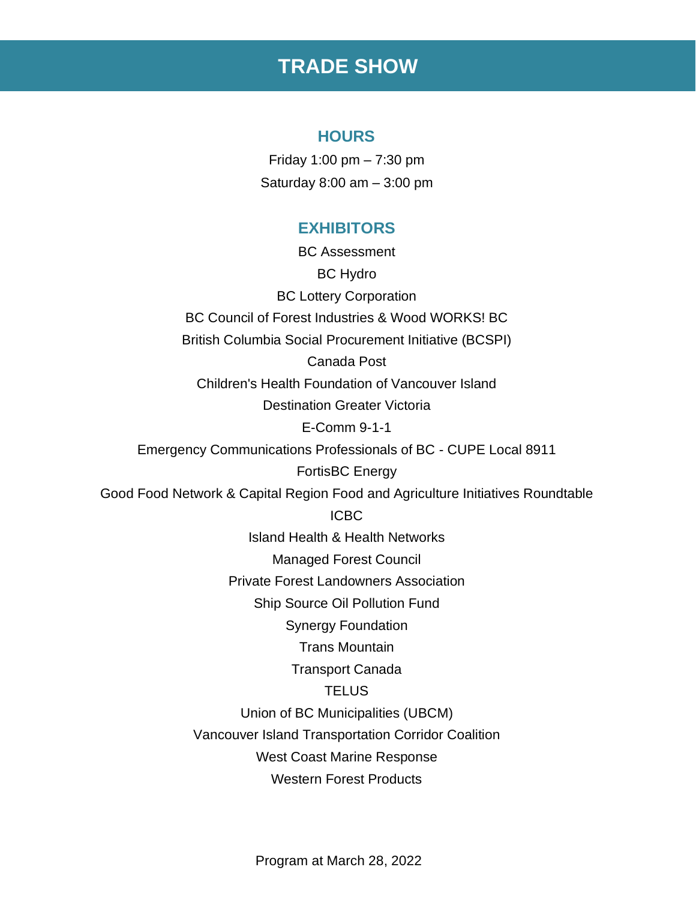# TRADE SHOW

## HOURS

Friday 1:00 pm – 7:30 pm

Saturday 8:00 am – 3:00 pm

## EXHIBITORS

BC Assessment

BC Hydro

BC Lottery Corporation

BC Council of Forest Industries & Wood WORKS! BC

British Columbia Social Procurement Initiative (BCSPI)

Canada Post

Children's Health Foundation of Vancouver Island

Destination Greater Victoria

E-Comm 9-1-1

Emergency Communications Professionals of BC - CUPE Local 8911

FortisBC Energy

Good Food Network & Capital Region Food and Agriculture Initiatives Roundtable

ICBC

Island Health & Health Networks

Managed Forest Council

Private Forest Landowners Association

Ship Source Oil Pollution Fund

Synergy Foundation

Trans Mountain

Transport Canada

TELUS

Union of BC Municipalities (UBCM)

Vancouver Island Transportation Corridor Coalition

West Coast Marine Response

Western Forest Products

Program at March 28, 2022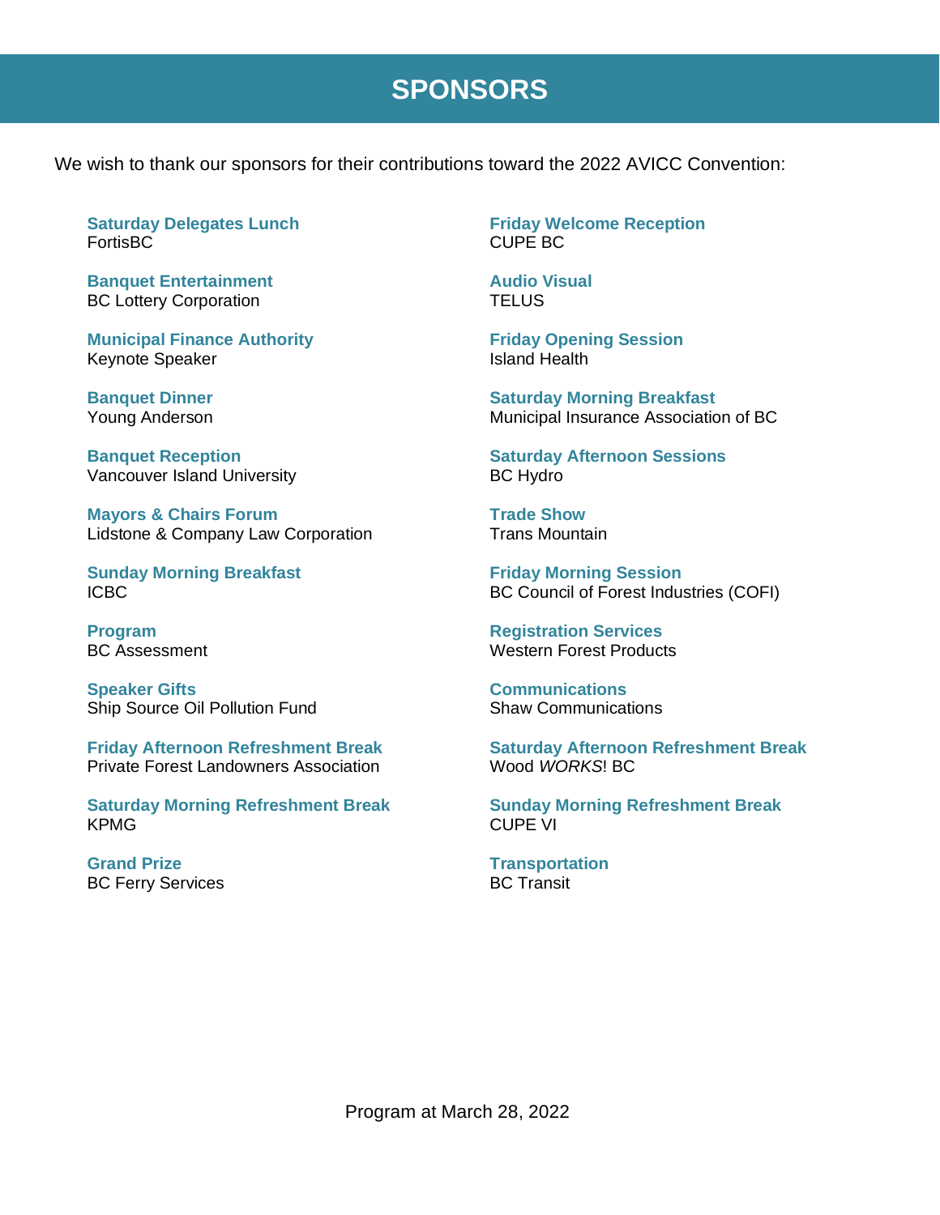# SPONSORS

We wish to thank our sponsors for their contributions toward the 2022 AVICC Convention:

**Saturday Delegates Lunch**
FortisBC

**Banquet Entertainment**
BC Lottery Corporation

**Municipal Finance Authority**
Keynote Speaker

**Banquet Dinner**
Young Anderson

**Banquet Reception**
Vancouver Island University

**Mayors & Chairs Forum**
Lidstone & Company Law Corporation

**Sunday Morning Breakfast**
ICBC

**Program**
BC Assessment

**Speaker Gifts**
Ship Source Oil Pollution Fund

**Friday Afternoon Refreshment Break**
Private Forest Landowners Association

**Saturday Morning Refreshment Break**
KPMG

**Grand Prize**
BC Ferry Services

**Friday Welcome Reception**
CUPE BC

**Audio Visual**
TELUS

**Friday Opening Session**
Island Health

**Saturday Morning Breakfast**
Municipal Insurance Association of BC

**Saturday Afternoon Sessions**
BC Hydro

**Trade Show**
Trans Mountain

**Friday Morning Session**
BC Council of Forest Industries (COFI)

**Registration Services**
Western Forest Products

**Communications**
Shaw Communications

**Saturday Afternoon Refreshment Break**
Wood *WORKS*! BC

**Sunday Morning Refreshment Break**
CUPE VI

**Transportation**
BC Transit

Program at March 28, 2022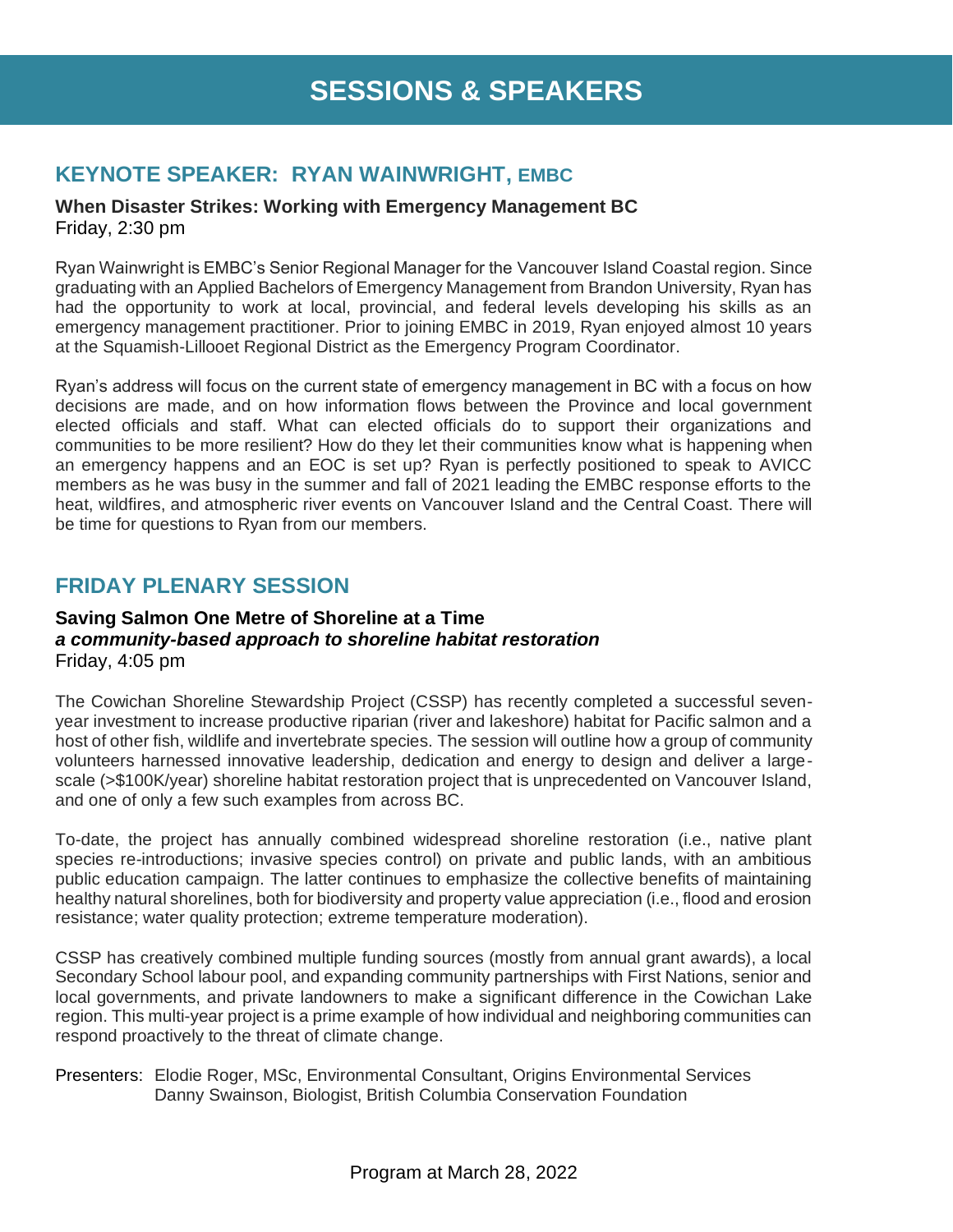# SESSIONS & SPEAKERS

## KEYNOTE SPEAKER: RYAN WAINWRIGHT, EMBC

**When Disaster Strikes: Working with Emergency Management BC**
Friday, 2:30 pm

Ryan Wainwright is EMBC's Senior Regional Manager for the Vancouver Island Coastal region. Since graduating with an Applied Bachelors of Emergency Management from Brandon University, Ryan has had the opportunity to work at local, provincial, and federal levels developing his skills as an emergency management practitioner. Prior to joining EMBC in 2019, Ryan enjoyed almost 10 years at the Squamish-Lillooet Regional District as the Emergency Program Coordinator.

Ryan's address will focus on the current state of emergency management in BC with a focus on how decisions are made, and on how information flows between the Province and local government elected officials and staff. What can elected officials do to support their organizations and communities to be more resilient? How do they let their communities know what is happening when an emergency happens and an EOC is set up? Ryan is perfectly positioned to speak to AVICC members as he was busy in the summer and fall of 2021 leading the EMBC response efforts to the heat, wildfires, and atmospheric river events on Vancouver Island and the Central Coast. There will be time for questions to Ryan from our members.

## FRIDAY PLENARY SESSION

**Saving Salmon One Metre of Shoreline at a Time**
***a community-based approach to shoreline habitat restoration***
Friday, 4:05 pm

The Cowichan Shoreline Stewardship Project (CSSP) has recently completed a successful seven-year investment to increase productive riparian (river and lakeshore) habitat for Pacific salmon and a host of other fish, wildlife and invertebrate species. The session will outline how a group of community volunteers harnessed innovative leadership, dedication and energy to design and deliver a large-scale (>$100K/year) shoreline habitat restoration project that is unprecedented on Vancouver Island, and one of only a few such examples from across BC.

To-date, the project has annually combined widespread shoreline restoration (i.e., native plant species re-introductions; invasive species control) on private and public lands, with an ambitious public education campaign. The latter continues to emphasize the collective benefits of maintaining healthy natural shorelines, both for biodiversity and property value appreciation (i.e., flood and erosion resistance; water quality protection; extreme temperature moderation).

CSSP has creatively combined multiple funding sources (mostly from annual grant awards), a local Secondary School labour pool, and expanding community partnerships with First Nations, senior and local governments, and private landowners to make a significant difference in the Cowichan Lake region. This multi-year project is a prime example of how individual and neighboring communities can respond proactively to the threat of climate change.

Presenters: Elodie Roger, MSc, Environmental Consultant, Origins Environmental Services
Danny Swainson, Biologist, British Columbia Conservation Foundation

Program at March 28, 2022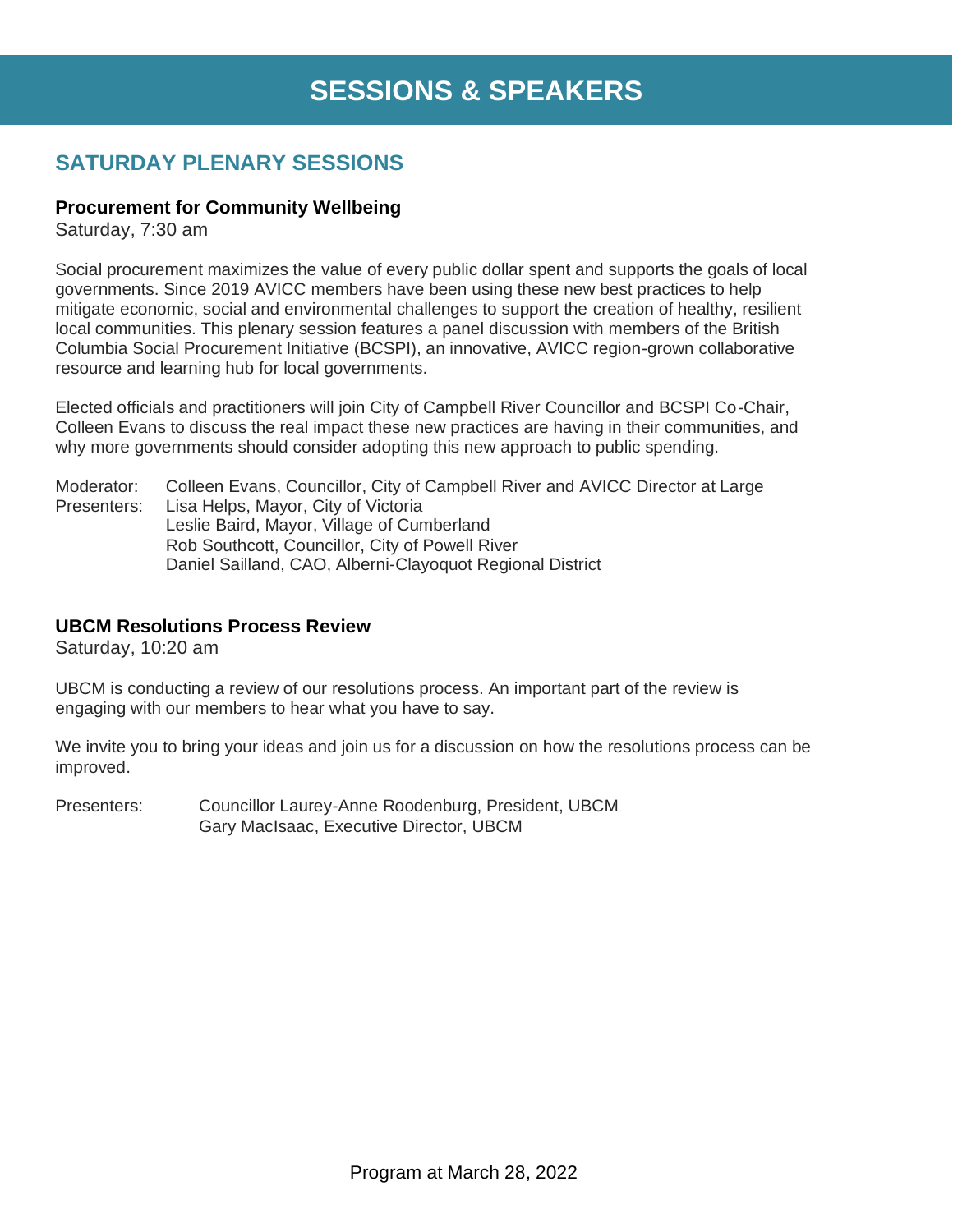# SESSIONS & SPEAKERS

## SATURDAY PLENARY SESSIONS

### Procurement for Community Wellbeing

Saturday, 7:30 am

Social procurement maximizes the value of every public dollar spent and supports the goals of local governments. Since 2019 AVICC members have been using these new best practices to help mitigate economic, social and environmental challenges to support the creation of healthy, resilient local communities. This plenary session features a panel discussion with members of the British Columbia Social Procurement Initiative (BCSPI), an innovative, AVICC region-grown collaborative resource and learning hub for local governments.

Elected officials and practitioners will join City of Campbell River Councillor and BCSPI Co-Chair, Colleen Evans to discuss the real impact these new practices are having in their communities, and why more governments should consider adopting this new approach to public spending.

Moderator: Colleen Evans, Councillor, City of Campbell River and AVICC Director at Large
Presenters: Lisa Helps, Mayor, City of Victoria
Leslie Baird, Mayor, Village of Cumberland
Rob Southcott, Councillor, City of Powell River
Daniel Sailland, CAO, Alberni-Clayoquot Regional District

### UBCM Resolutions Process Review

Saturday, 10:20 am

UBCM is conducting a review of our resolutions process. An important part of the review is engaging with our members to hear what you have to say.

We invite you to bring your ideas and join us for a discussion on how the resolutions process can be improved.

Presenters: Councillor Laurey-Anne Roodenburg, President, UBCM
Gary MacIsaac, Executive Director, UBCM

Program at March 28, 2022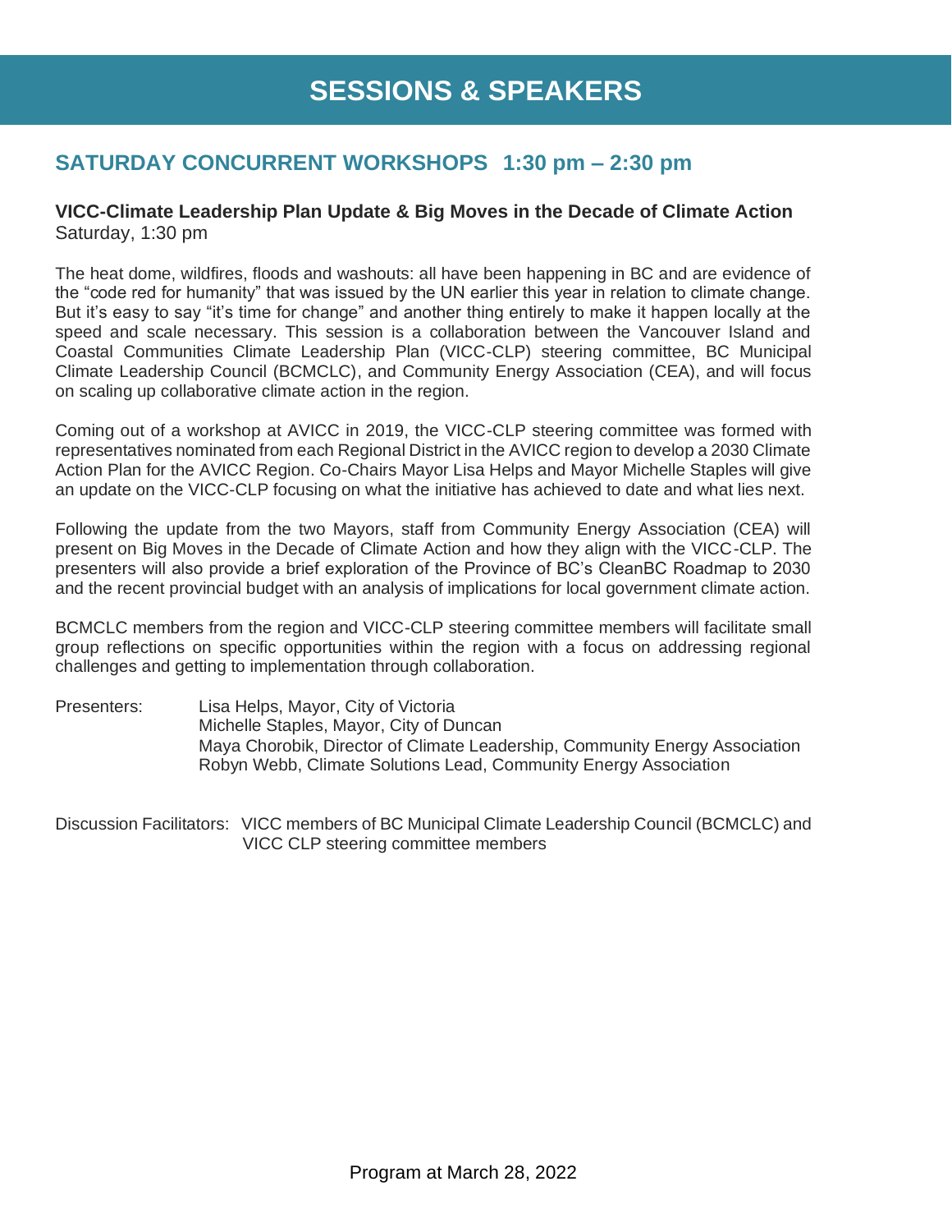# SESSIONS & SPEAKERS

## SATURDAY CONCURRENT WORKSHOPS 1:30 pm – 2:30 pm

**VICC-Climate Leadership Plan Update & Big Moves in the Decade of Climate Action**
Saturday, 1:30 pm

The heat dome, wildfires, floods and washouts: all have been happening in BC and are evidence of the "code red for humanity" that was issued by the UN earlier this year in relation to climate change. But it's easy to say "it's time for change" and another thing entirely to make it happen locally at the speed and scale necessary. This session is a collaboration between the Vancouver Island and Coastal Communities Climate Leadership Plan (VICC-CLP) steering committee, BC Municipal Climate Leadership Council (BCMCLC), and Community Energy Association (CEA), and will focus on scaling up collaborative climate action in the region.

Coming out of a workshop at AVICC in 2019, the VICC-CLP steering committee was formed with representatives nominated from each Regional District in the AVICC region to develop a 2030 Climate Action Plan for the AVICC Region. Co-Chairs Mayor Lisa Helps and Mayor Michelle Staples will give an update on the VICC-CLP focusing on what the initiative has achieved to date and what lies next.

Following the update from the two Mayors, staff from Community Energy Association (CEA) will present on Big Moves in the Decade of Climate Action and how they align with the VICC-CLP. The presenters will also provide a brief exploration of the Province of BC's CleanBC Roadmap to 2030 and the recent provincial budget with an analysis of implications for local government climate action.

BCMCLC members from the region and VICC-CLP steering committee members will facilitate small group reflections on specific opportunities within the region with a focus on addressing regional challenges and getting to implementation through collaboration.

Presenters:
Lisa Helps, Mayor, City of Victoria
Michelle Staples, Mayor, City of Duncan
Maya Chorobik, Director of Climate Leadership, Community Energy Association
Robyn Webb, Climate Solutions Lead, Community Energy Association

Discussion Facilitators: VICC members of BC Municipal Climate Leadership Council (BCMCLC) and VICC CLP steering committee members

Program at March 28, 2022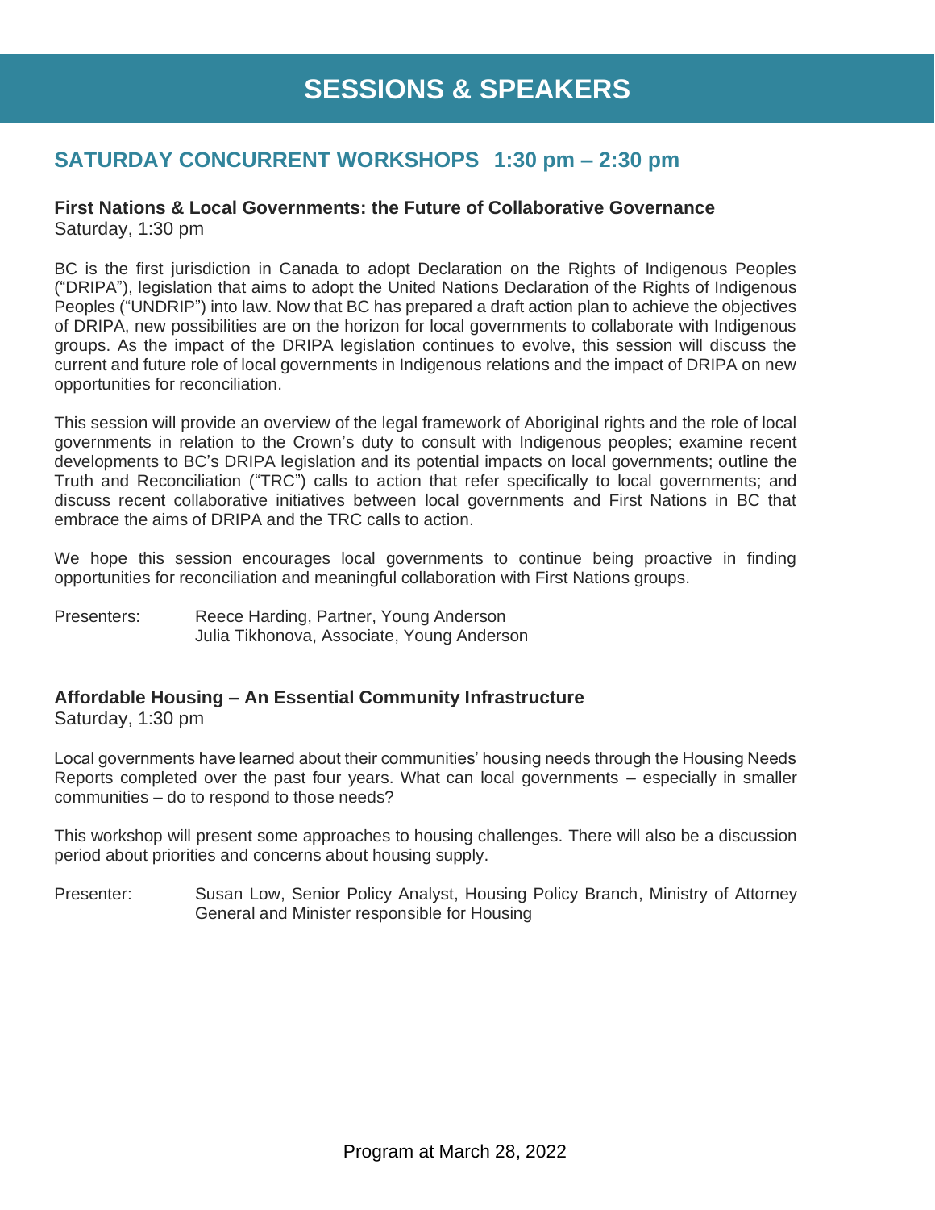# SESSIONS & SPEAKERS

## SATURDAY CONCURRENT WORKSHOPS 1:30 pm – 2:30 pm

### First Nations & Local Governments: the Future of Collaborative Governance

Saturday, 1:30 pm

BC is the first jurisdiction in Canada to adopt Declaration on the Rights of Indigenous Peoples ("DRIPA"), legislation that aims to adopt the United Nations Declaration of the Rights of Indigenous Peoples ("UNDRIP") into law. Now that BC has prepared a draft action plan to achieve the objectives of DRIPA, new possibilities are on the horizon for local governments to collaborate with Indigenous groups. As the impact of the DRIPA legislation continues to evolve, this session will discuss the current and future role of local governments in Indigenous relations and the impact of DRIPA on new opportunities for reconciliation.

This session will provide an overview of the legal framework of Aboriginal rights and the role of local governments in relation to the Crown's duty to consult with Indigenous peoples; examine recent developments to BC's DRIPA legislation and its potential impacts on local governments; outline the Truth and Reconciliation ("TRC") calls to action that refer specifically to local governments; and discuss recent collaborative initiatives between local governments and First Nations in BC that embrace the aims of DRIPA and the TRC calls to action.

We hope this session encourages local governments to continue being proactive in finding opportunities for reconciliation and meaningful collaboration with First Nations groups.

Presenters: Reece Harding, Partner, Young Anderson
Julia Tikhonova, Associate, Young Anderson

### Affordable Housing – An Essential Community Infrastructure

Saturday, 1:30 pm

Local governments have learned about their communities' housing needs through the Housing Needs Reports completed over the past four years. What can local governments – especially in smaller communities – do to respond to those needs?

This workshop will present some approaches to housing challenges. There will also be a discussion period about priorities and concerns about housing supply.

Presenter: Susan Low, Senior Policy Analyst, Housing Policy Branch, Ministry of Attorney General and Minister responsible for Housing

Program at March 28, 2022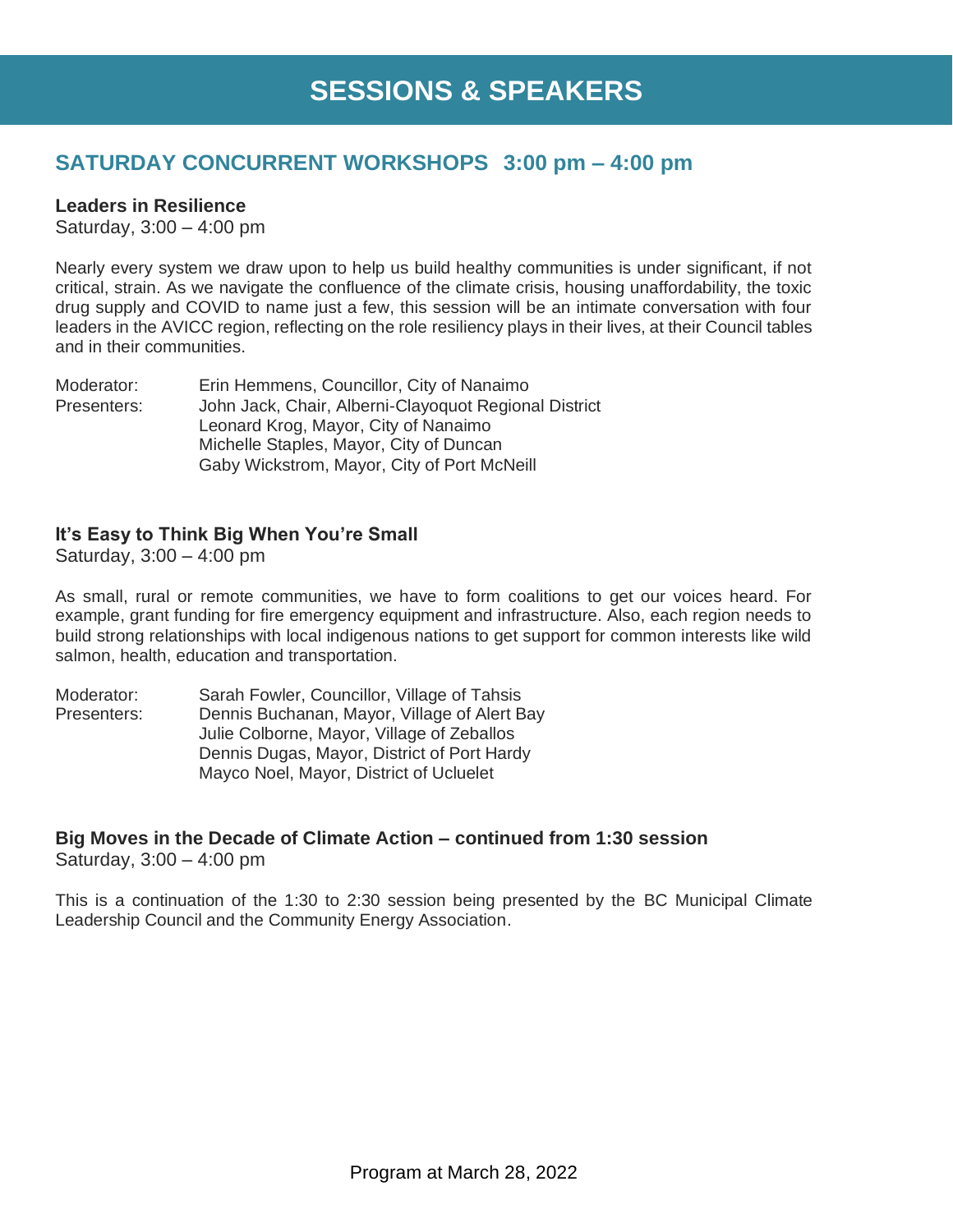# SESSIONS & SPEAKERS

## SATURDAY CONCURRENT WORKSHOPS 3:00 pm – 4:00 pm

### Leaders in Resilience

Saturday, 3:00 – 4:00 pm

Nearly every system we draw upon to help us build healthy communities is under significant, if not critical, strain. As we navigate the confluence of the climate crisis, housing unaffordability, the toxic drug supply and COVID to name just a few, this session will be an intimate conversation with four leaders in the AVICC region, reflecting on the role resiliency plays in their lives, at their Council tables and in their communities.

Moderator: Erin Hemmens, Councillor, City of Nanaimo
Presenters: John Jack, Chair, Alberni-Clayoquot Regional District
Leonard Krog, Mayor, City of Nanaimo
Michelle Staples, Mayor, City of Duncan
Gaby Wickstrom, Mayor, City of Port McNeill

### It's Easy to Think Big When You're Small

Saturday, 3:00 – 4:00 pm

As small, rural or remote communities, we have to form coalitions to get our voices heard. For example, grant funding for fire emergency equipment and infrastructure. Also, each region needs to build strong relationships with local indigenous nations to get support for common interests like wild salmon, health, education and transportation.

Moderator: Sarah Fowler, Councillor, Village of Tahsis
Presenters: Dennis Buchanan, Mayor, Village of Alert Bay
Julie Colborne, Mayor, Village of Zeballos
Dennis Dugas, Mayor, District of Port Hardy
Mayco Noel, Mayor, District of Ucluelet

### Big Moves in the Decade of Climate Action – continued from 1:30 session

Saturday, 3:00 – 4:00 pm

This is a continuation of the 1:30 to 2:30 session being presented by the BC Municipal Climate Leadership Council and the Community Energy Association.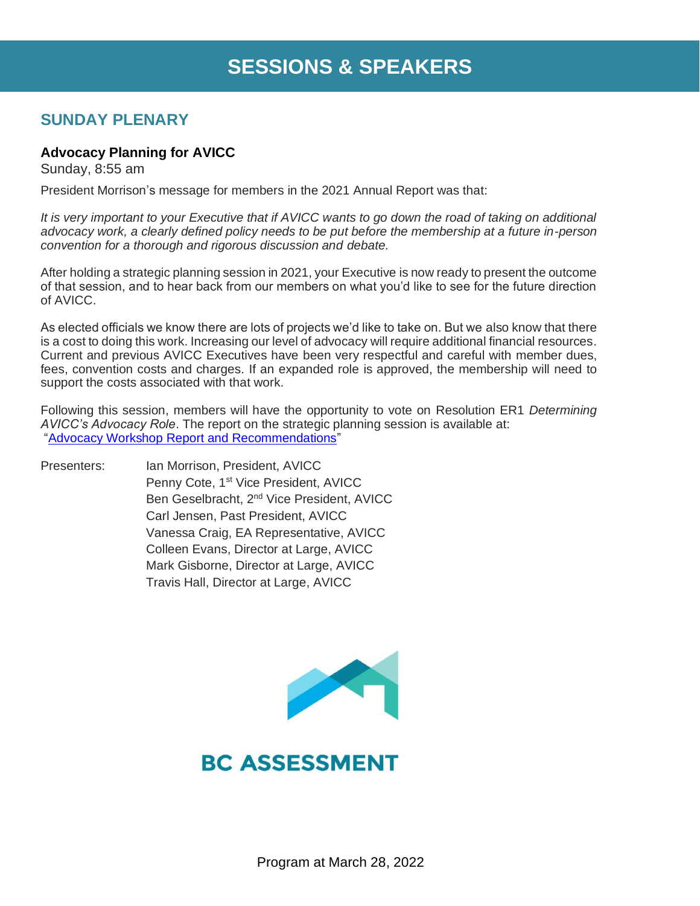# SESSIONS & SPEAKERS

## SUNDAY PLENARY

### Advocacy Planning for AVICC

Sunday, 8:55 am

President Morrison's message for members in the 2021 Annual Report was that:

*It is very important to your Executive that if AVICC wants to go down the road of taking on additional advocacy work, a clearly defined policy needs to be put before the membership at a future in-person convention for a thorough and rigorous discussion and debate.*

After holding a strategic planning session in 2021, your Executive is now ready to present the outcome of that session, and to hear back from our members on what you'd like to see for the future direction of AVICC.

As elected officials we know there are lots of projects we'd like to take on. But we also know that there is a cost to doing this work. Increasing our level of advocacy will require additional financial resources. Current and previous AVICC Executives have been very respectful and careful with member dues, fees, convention costs and charges. If an expanded role is approved, the membership will need to support the costs associated with that work.

Following this session, members will have the opportunity to vote on Resolution ER1 *Determining AVICC's Advocacy Role*. The report on the strategic planning session is available at: "Advocacy Workshop Report and Recommendations"

Presenters:

Ian Morrison, President, AVICC
Penny Cote, 1st Vice President, AVICC
Ben Geselbracht, 2nd Vice President, AVICC
Carl Jensen, Past President, AVICC
Vanessa Craig, EA Representative, AVICC
Colleen Evans, Director at Large, AVICC
Mark Gisborne, Director at Large, AVICC
Travis Hall, Director at Large, AVICC

BC ASSESSMENT